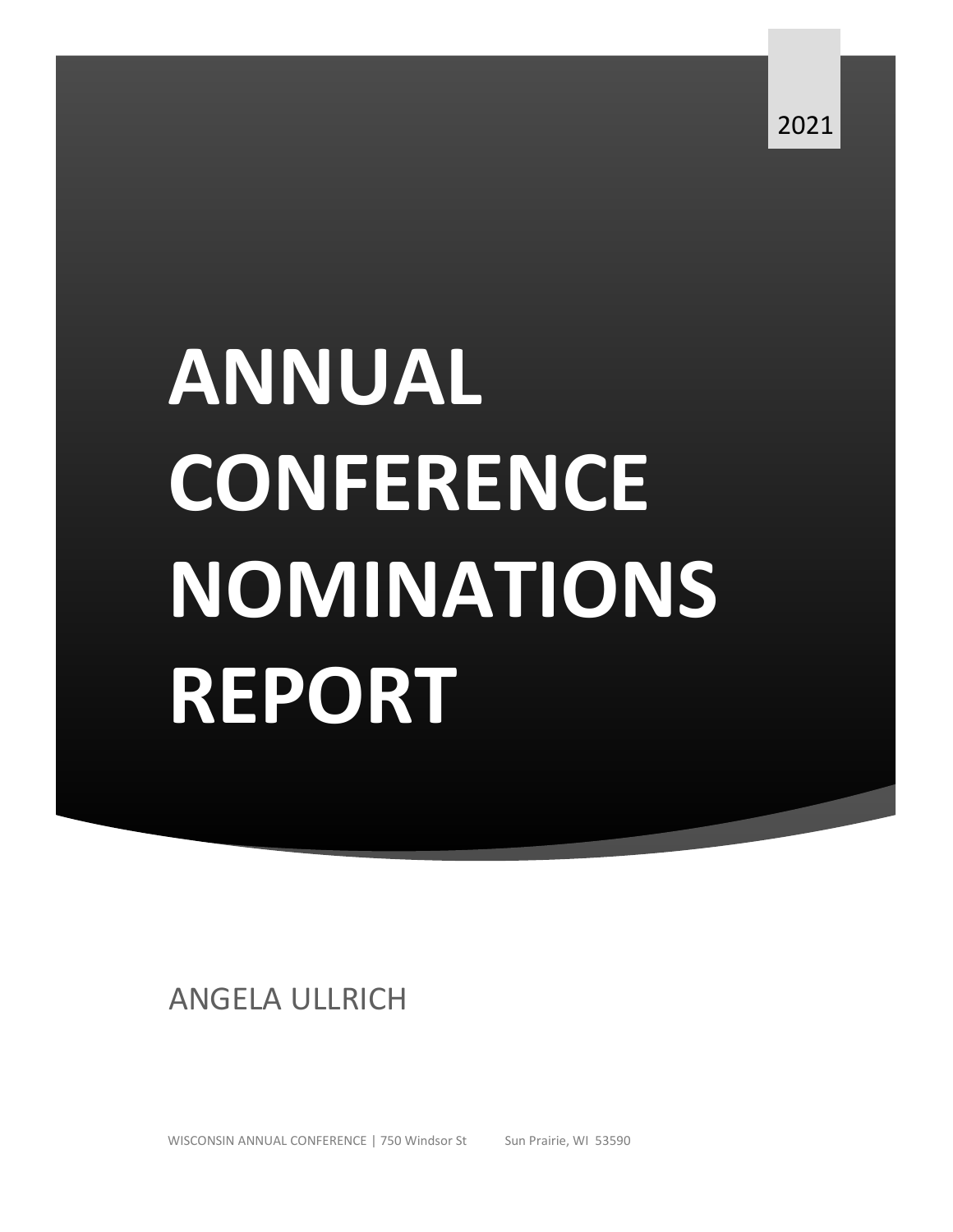2021

# ANNUAL CONFERENCE NOMINATIONS REPORT

ANGELA ULLRICH

WISCONSIN ANNUAL CONFERENCE | 750 Windsor St Sun Prairie, WI 53590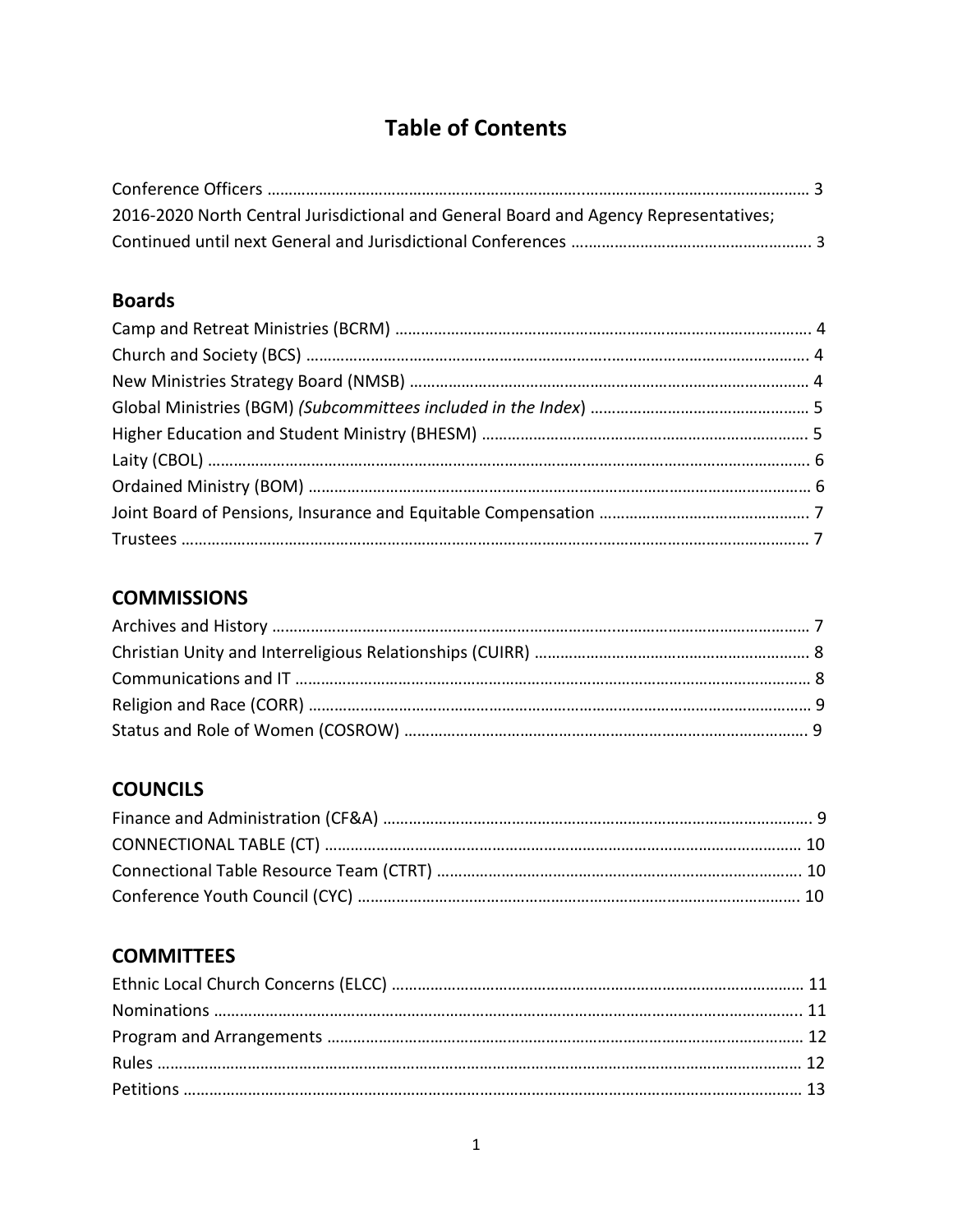# Table of Contents

Conference Officers ........................................................................................................... 3
2016-2020 North Central Jurisdictional and General Board and Agency Representatives;
Continued until next General and Jurisdictional Conferences ........................................................ 3

## Boards

Camp and Retreat Ministries (BCRM) ........................................................................................ 4
Church and Society (BCS) ...................................................................................................... 4
New Ministries Strategy Board (NMSB) ..................................................................................... 4
Global Ministries (BGM) *(Subcommittees included in the Index)* ................................................... 5
Higher Education and Student Ministry (BHESM) .......................................................................... 5
Laity (CBOL) ........................................................................................................................ 6
Ordained Ministry (BOM) ........................................................................................................ 6
Joint Board of Pensions, Insurance and Equitable Compensation ................................................. 7
Trustees ............................................................................................................................. 7

## COMMISSIONS

Archives and History ............................................................................................................. 7
Christian Unity and Interreligious Relationships (CUIRR) ............................................................... 8
Communications and IT .......................................................................................................... 8
Religion and Race (CORR) ...................................................................................................... 9
Status and Role of Women (COSROW) ........................................................................................ 9

## COUNCILS

Finance and Administration (CF&A) ........................................................................................... 9
CONNECTIONAL TABLE (CT) .................................................................................................... 10
Connectional Table Resource Team (CTRT) .............................................................................. 10
Conference Youth Council (CYC) ............................................................................................ 10

## COMMITTEES

Ethnic Local Church Concerns (ELCC) ...................................................................................... 11
Nominations ....................................................................................................................... 11
Program and Arrangements ................................................................................................... 12
Rules ................................................................................................................................ 12
Petitions ............................................................................................................................ 13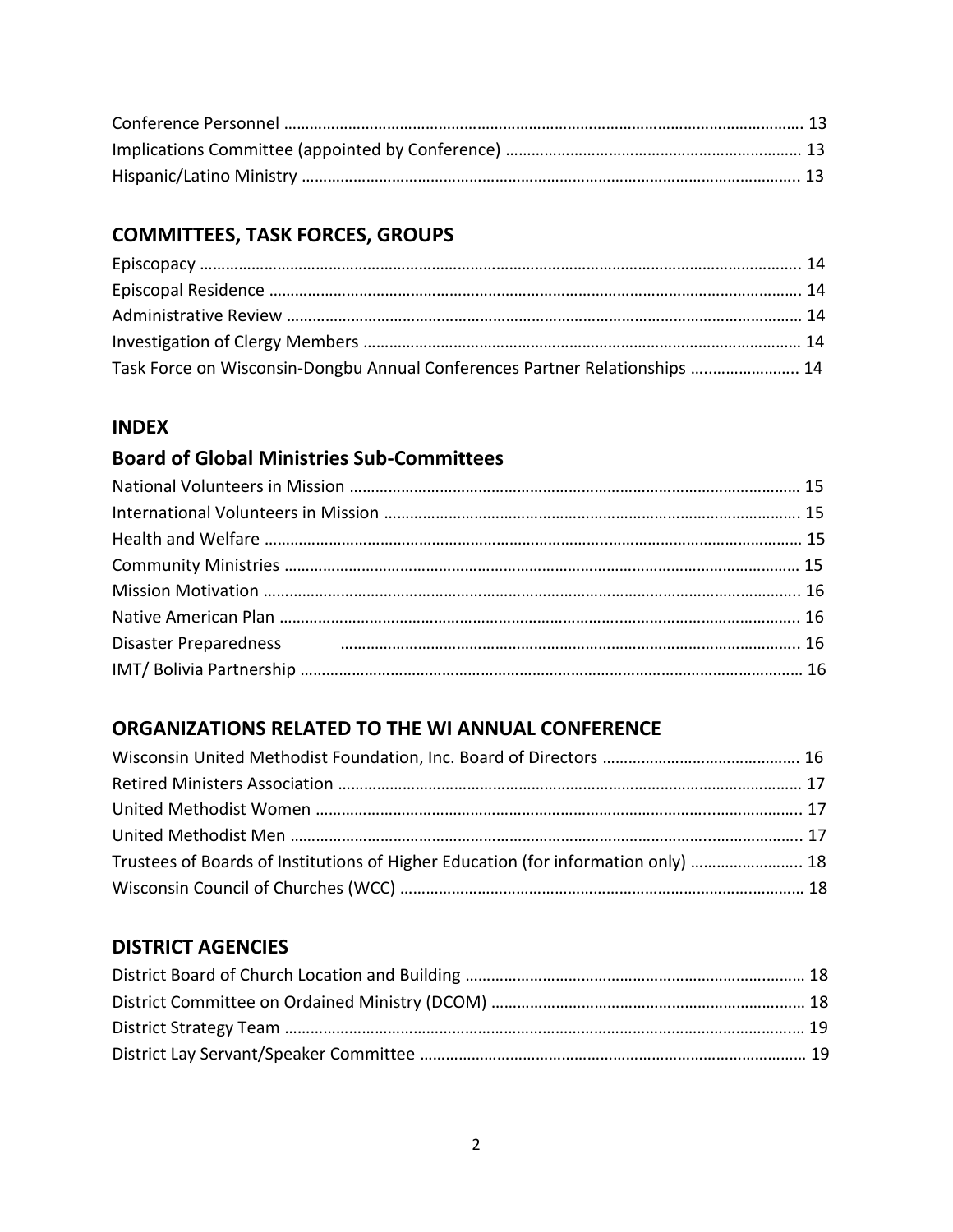Conference Personnel ........................................................................................................................ 13
Implications Committee (appointed by Conference) .................................................................... 13
Hispanic/Latino Ministry ................................................................................................................... 13

## COMMITTEES, TASK FORCES, GROUPS

Episcopacy .......................................................................................................................................... 14
Episcopal Residence .......................................................................................................................... 14
Administrative Review ...................................................................................................................... 14
Investigation of Clergy Members ..................................................................................................... 14
Task Force on Wisconsin-Dongbu Annual Conferences Partner Relationships ......................... 14

## INDEX

## Board of Global Ministries Sub-Committees

National Volunteers in Mission ........................................................................................................ 15
International Volunteers in Mission ................................................................................................ 15
Health and Welfare ............................................................................................................................ 15
Community Ministries ....................................................................................................................... 15
Mission Motivation ............................................................................................................................ 16
Native American Plan ........................................................................................................................ 16
Disaster Preparedness .......................................................................................................... 16
IMT/ Bolivia Partnership .................................................................................................................... 16

## ORGANIZATIONS RELATED TO THE WI ANNUAL CONFERENCE

Wisconsin United Methodist Foundation, Inc. Board of Directors ............................................. 16
Retired Ministers Association ........................................................................................................... 17
United Methodist Women ................................................................................................................ 17
United Methodist Men ...................................................................................................................... 17
Trustees of Boards of Institutions of Higher Education (for information only) .......................... 18
Wisconsin Council of Churches (WCC) ............................................................................................ 18

## DISTRICT AGENCIES

District Board of Church Location and Building .............................................................................. 18
District Committee on Ordained Ministry (DCOM) ........................................................................ 18
District Strategy Team ........................................................................................................................ 19
District Lay Servant/Speaker Committee ......................................................................................... 19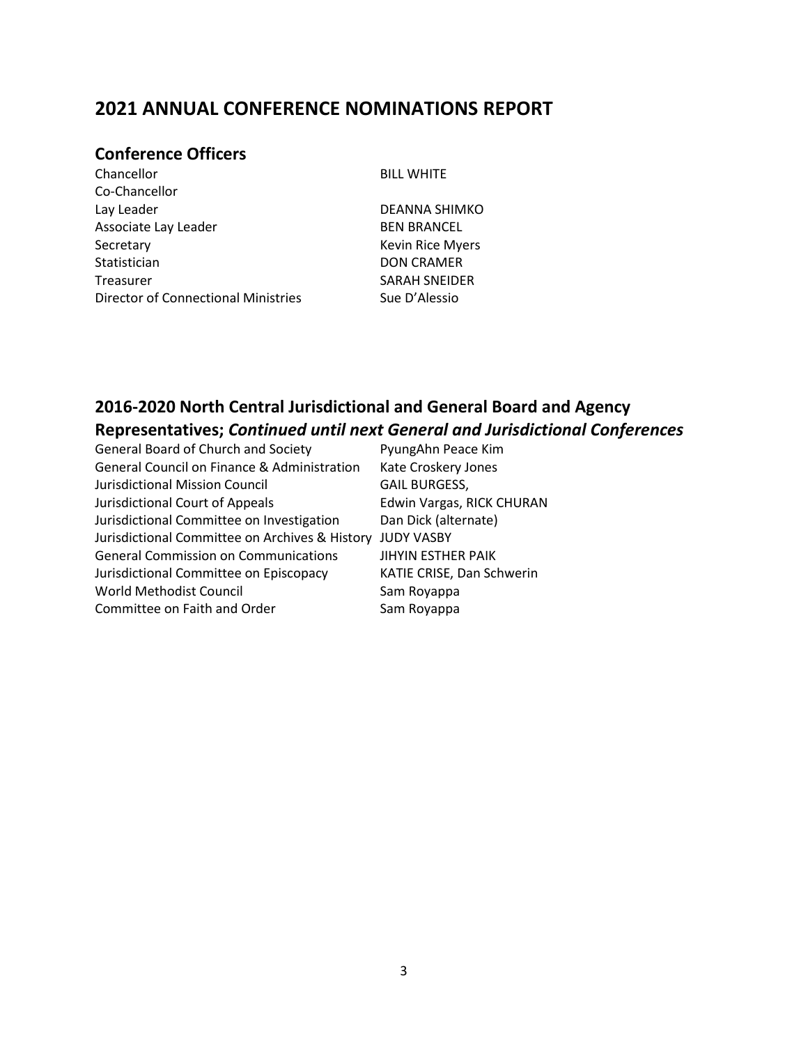# 2021 ANNUAL CONFERENCE NOMINATIONS REPORT

## Conference Officers

| | |
|---|---|
| Chancellor | BILL WHITE |
| Co-Chancellor | |
| Lay Leader | DEANNA SHIMKO |
| Associate Lay Leader | BEN BRANCEL |
| Secretary | Kevin Rice Myers |
| Statistician | DON CRAMER |
| Treasurer | SARAH SNEIDER |
| Director of Connectional Ministries | Sue D'Alessio |

## 2016-2020 North Central Jurisdictional and General Board and Agency Representatives; *Continued until next General and Jurisdictional Conferences*

| | |
|---|---|
| General Board of Church and Society | PyungAhn Peace Kim |
| General Council on Finance & Administration | Kate Croskery Jones |
| Jurisdictional Mission Council | GAIL BURGESS, |
| Jurisdictional Court of Appeals | Edwin Vargas, RICK CHURAN |
| Jurisdictional Committee on Investigation | Dan Dick (alternate) |
| Jurisdictional Committee on Archives & History | JUDY VASBY |
| General Commission on Communications | JIHYIN ESTHER PAIK |
| Jurisdictional Committee on Episcopacy | KATIE CRISE, Dan Schwerin |
| World Methodist Council | Sam Royappa |
| Committee on Faith and Order | Sam Royappa |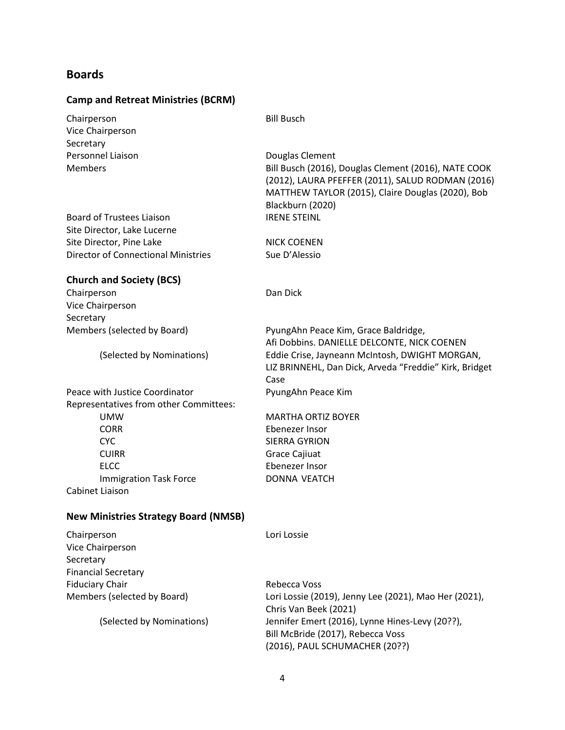## Boards

### Camp and Retreat Ministries (BCRM)

| | |
|---|---|
| Chairperson | Bill Busch |
| Vice Chairperson | |
| Secretary | |
| Personnel Liaison | Douglas Clement |
| Members | Bill Busch (2016), Douglas Clement (2016), NATE COOK (2012), LAURA PFEFFER (2011), SALUD RODMAN (2016) MATTHEW TAYLOR (2015), Claire Douglas (2020), Bob Blackburn (2020) |
| Board of Trustees Liaison | IRENE STEINL |
| Site Director, Lake Lucerne | |
| Site Director, Pine Lake | NICK COENEN |
| Director of Connectional Ministries | Sue D'Alessio |

### Church and Society (BCS)

| | |
|---|---|
| Chairperson | Dan Dick |
| Vice Chairperson | |
| Secretary | |
| Members (selected by Board) | PyungAhn Peace Kim, Grace Baldridge, Afi Dobbins. DANIELLE DELCONTE, NICK COENEN |
| (Selected by Nominations) | Eddie Crise, Jayneann McIntosh, DWIGHT MORGAN, LIZ BRINNEHL, Dan Dick, Arveda "Freddie" Kirk, Bridget Case |
| Peace with Justice Coordinator | PyungAhn Peace Kim |
| Representatives from other Committees: | |
| UMW | MARTHA ORTIZ BOYER |
| CORR | Ebenezer Insor |
| CYC | SIERRA GYRION |
| CUIRR | Grace Cajiuat |
| ELCC | Ebenezer Insor |
| Immigration Task Force | DONNA VEATCH |
| Cabinet Liaison | |

### New Ministries Strategy Board (NMSB)

| | |
|---|---|
| Chairperson | Lori Lossie |
| Vice Chairperson | |
| Secretary | |
| Financial Secretary | |
| Fiduciary Chair | Rebecca Voss |
| Members (selected by Board) | Lori Lossie (2019), Jenny Lee (2021), Mao Her (2021), Chris Van Beek (2021) |
| (Selected by Nominations) | Jennifer Emert (2016), Lynne Hines-Levy (20??), Bill McBride (2017), Rebecca Voss (2016), PAUL SCHUMACHER (20??) |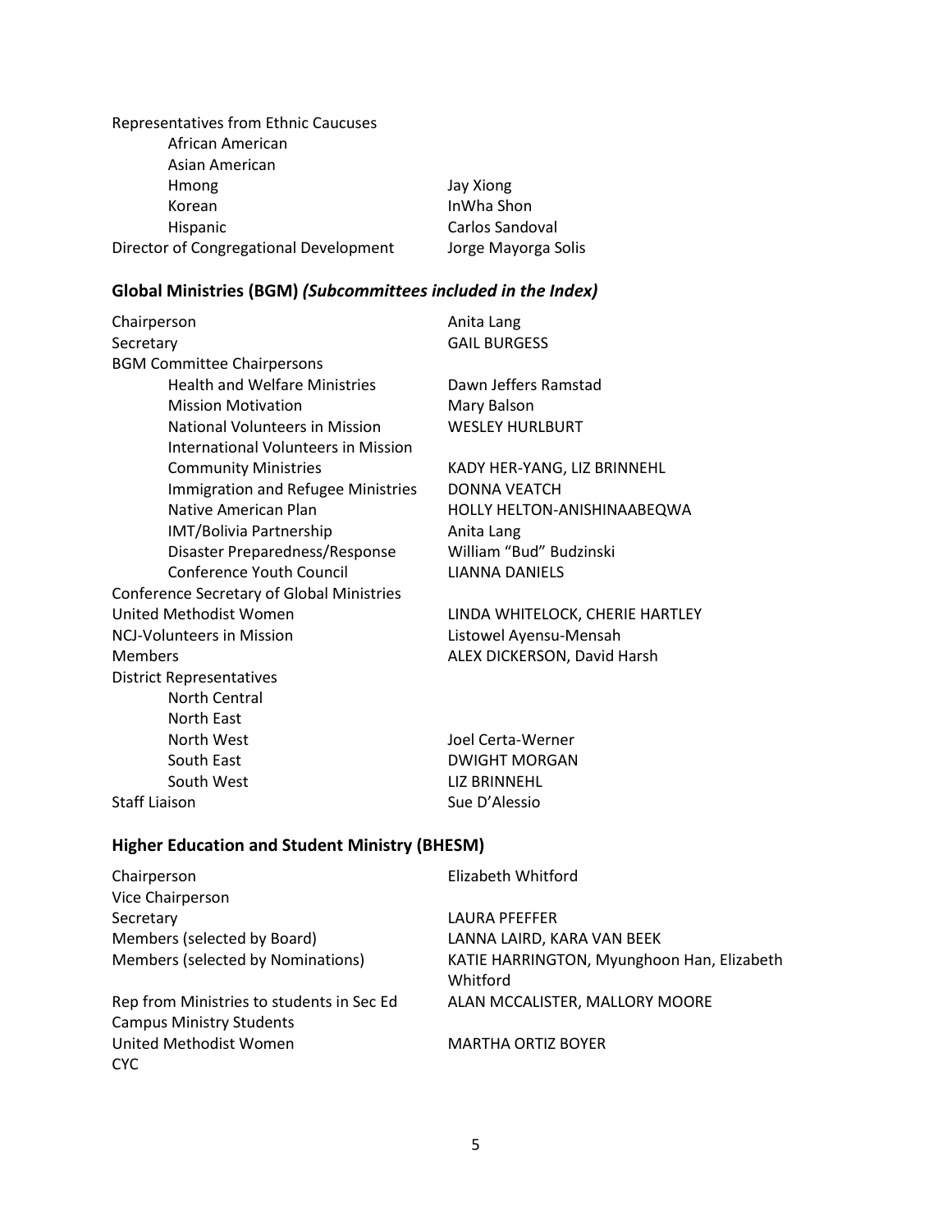| | |
|---|---|
| Representatives from Ethnic Caucuses | |
| African American | |
| Asian American | |
| Hmong | Jay Xiong |
| Korean | InWha Shon |
| Hispanic | Carlos Sandoval |
| Director of Congregational Development | Jorge Mayorga Solis |

### Global Ministries (BGM) *(Subcommittees included in the Index)*

| | |
|---|---|
| Chairperson | Anita Lang |
| Secretary | GAIL BURGESS |
| BGM Committee Chairpersons | |
| Health and Welfare Ministries | Dawn Jeffers Ramstad |
| Mission Motivation | Mary Balson |
| National Volunteers in Mission | WESLEY HURLBURT |
| International Volunteers in Mission | |
| Community Ministries | KADY HER-YANG, LIZ BRINNEHL |
| Immigration and Refugee Ministries | DONNA VEATCH |
| Native American Plan | HOLLY HELTON-ANISHINAABEQWA |
| IMT/Bolivia Partnership | Anita Lang |
| Disaster Preparedness/Response | William "Bud" Budzinski |
| Conference Youth Council | LIANNA DANIELS |
| Conference Secretary of Global Ministries | |
| United Methodist Women | LINDA WHITELOCK, CHERIE HARTLEY |
| NCJ-Volunteers in Mission | Listowel Ayensu-Mensah |
| Members | ALEX DICKERSON, David Harsh |
| District Representatives | |
| North Central | |
| North East | |
| North West | Joel Certa-Werner |
| South East | DWIGHT MORGAN |
| South West | LIZ BRINNEHL |
| Staff Liaison | Sue D'Alessio |

### Higher Education and Student Ministry (BHESM)

| | |
|---|---|
| Chairperson | Elizabeth Whitford |
| Vice Chairperson | |
| Secretary | LAURA PFEFFER |
| Members (selected by Board) | LANNA LAIRD, KARA VAN BEEK |
| Members (selected by Nominations) | KATIE HARRINGTON, Myunghoon Han, Elizabeth Whitford |
| Rep from Ministries to students in Sec Ed | ALAN MCCALISTER, MALLORY MOORE |
| Campus Ministry Students | |
| United Methodist Women | MARTHA ORTIZ BOYER |
| CYC | |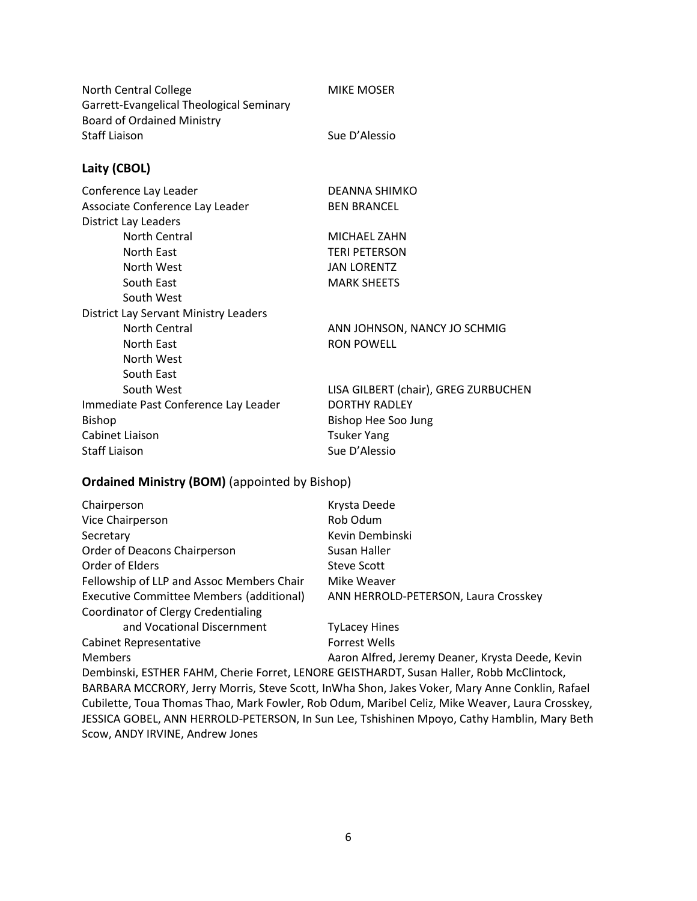| | |
|---|---|
| North Central College | MIKE MOSER |
| Garrett-Evangelical Theological Seminary | |
| Board of Ordained Ministry | |
| Staff Liaison | Sue D'Alessio |

### Laity (CBOL)

| | |
|---|---|
| Conference Lay Leader | DEANNA SHIMKO |
| Associate Conference Lay Leader | BEN BRANCEL |
| District Lay Leaders | |
| North Central | MICHAEL ZAHN |
| North East | TERI PETERSON |
| North West | JAN LORENTZ |
| South East | MARK SHEETS |
| South West | |
| District Lay Servant Ministry Leaders | |
| North Central | ANN JOHNSON, NANCY JO SCHMIG |
| North East | RON POWELL |
| North West | |
| South East | |
| South West | LISA GILBERT (chair), GREG ZURBUCHEN |
| Immediate Past Conference Lay Leader | DORTHY RADLEY |
| Bishop | Bishop Hee Soo Jung |
| Cabinet Liaison | Tsuker Yang |
| Staff Liaison | Sue D'Alessio |

### Ordained Ministry (BOM) (appointed by Bishop)

| | |
|---|---|
| Chairperson | Krysta Deede |
| Vice Chairperson | Rob Odum |
| Secretary | Kevin Dembinski |
| Order of Deacons Chairperson | Susan Haller |
| Order of Elders | Steve Scott |
| Fellowship of LLP and Assoc Members Chair | Mike Weaver |
| Executive Committee Members (additional) | ANN HERROLD-PETERSON, Laura Crosskey |
| Coordinator of Clergy Credentialing and Vocational Discernment | TyLacey Hines |
| Cabinet Representative | Forrest Wells |

Members: Aaron Alfred, Jeremy Deaner, Krysta Deede, Kevin Dembinski, ESTHER FAHM, Cherie Forret, LENORE GEISTHARDT, Susan Haller, Robb McClintock, BARBARA MCCRORY, Jerry Morris, Steve Scott, InWha Shon, Jakes Voker, Mary Anne Conklin, Rafael Cubilette, Toua Thomas Thao, Mark Fowler, Rob Odum, Maribel Celiz, Mike Weaver, Laura Crosskey, JESSICA GOBEL, ANN HERROLD-PETERSON, In Sun Lee, Tshishinen Mpoyo, Cathy Hamblin, Mary Beth Scow, ANDY IRVINE, Andrew Jones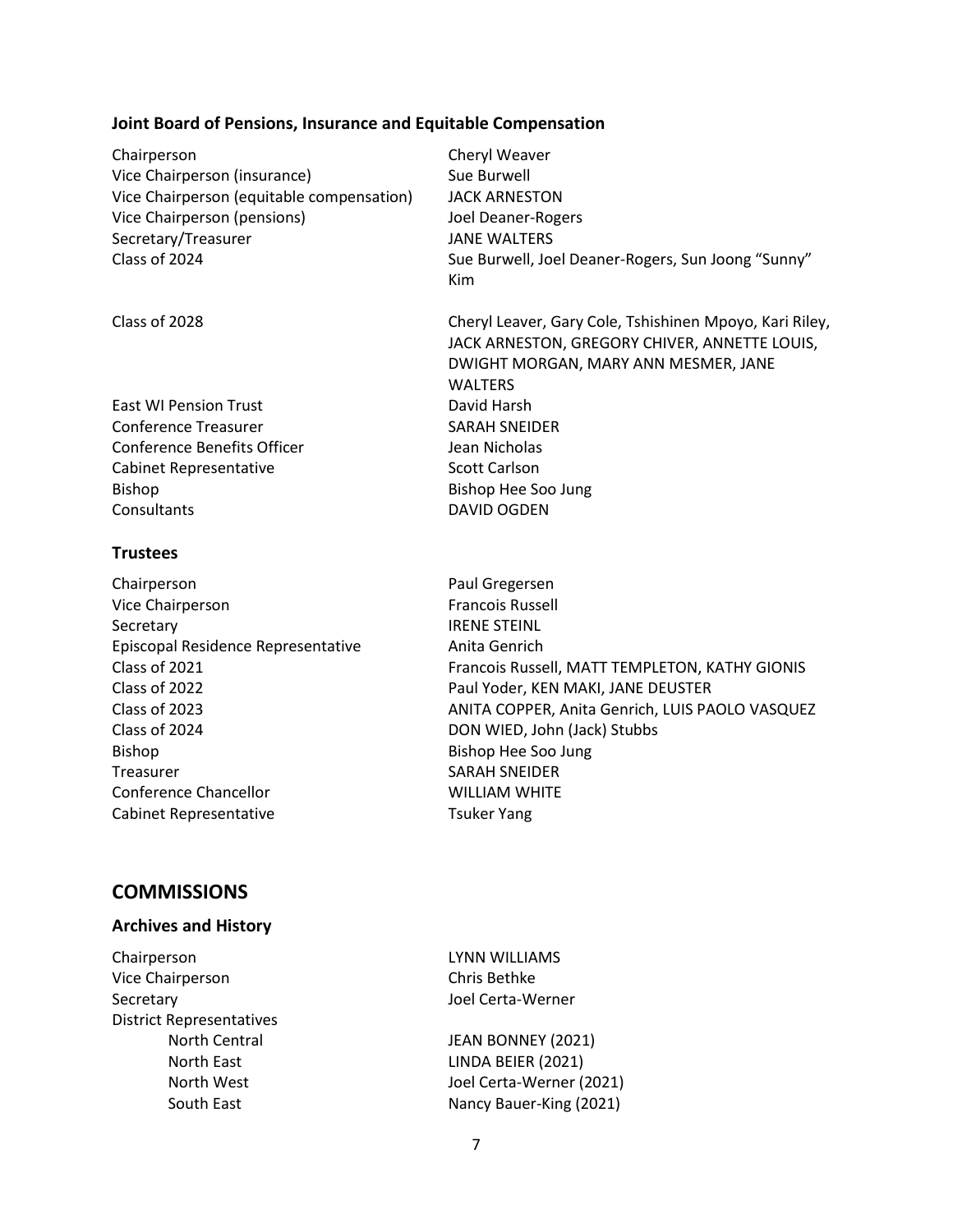### Joint Board of Pensions, Insurance and Equitable Compensation

| | |
|---|---|
| Chairperson | Cheryl Weaver |
| Vice Chairperson (insurance) | Sue Burwell |
| Vice Chairperson (equitable compensation) | JACK ARNESTON |
| Vice Chairperson (pensions) | Joel Deaner-Rogers |
| Secretary/Treasurer | JANE WALTERS |
| Class of 2024 | Sue Burwell, Joel Deaner-Rogers, Sun Joong "Sunny" Kim |
| Class of 2028 | Cheryl Leaver, Gary Cole, Tshishinen Mpoyo, Kari Riley, JACK ARNESTON, GREGORY CHIVER, ANNETTE LOUIS, DWIGHT MORGAN, MARY ANN MESMER, JANE WALTERS |
| East WI Pension Trust | David Harsh |
| Conference Treasurer | SARAH SNEIDER |
| Conference Benefits Officer | Jean Nicholas |
| Cabinet Representative | Scott Carlson |
| Bishop | Bishop Hee Soo Jung |
| Consultants | DAVID OGDEN |

### Trustees

| | |
|---|---|
| Chairperson | Paul Gregersen |
| Vice Chairperson | Francois Russell |
| Secretary | IRENE STEINL |
| Episcopal Residence Representative | Anita Genrich |
| Class of 2021 | Francois Russell, MATT TEMPLETON, KATHY GIONIS |
| Class of 2022 | Paul Yoder, KEN MAKI, JANE DEUSTER |
| Class of 2023 | ANITA COPPER, Anita Genrich, LUIS PAOLO VASQUEZ |
| Class of 2024 | DON WIED, John (Jack) Stubbs |
| Bishop | Bishop Hee Soo Jung |
| Treasurer | SARAH SNEIDER |
| Conference Chancellor | WILLIAM WHITE |
| Cabinet Representative | Tsuker Yang |

## COMMISSIONS

### Archives and History

| | |
|---|---|
| Chairperson | LYNN WILLIAMS |
| Vice Chairperson | Chris Bethke |
| Secretary | Joel Certa-Werner |
| District Representatives | |
| North Central | JEAN BONNEY (2021) |
| North East | LINDA BEIER (2021) |
| North West | Joel Certa-Werner (2021) |
| South East | Nancy Bauer-King (2021) |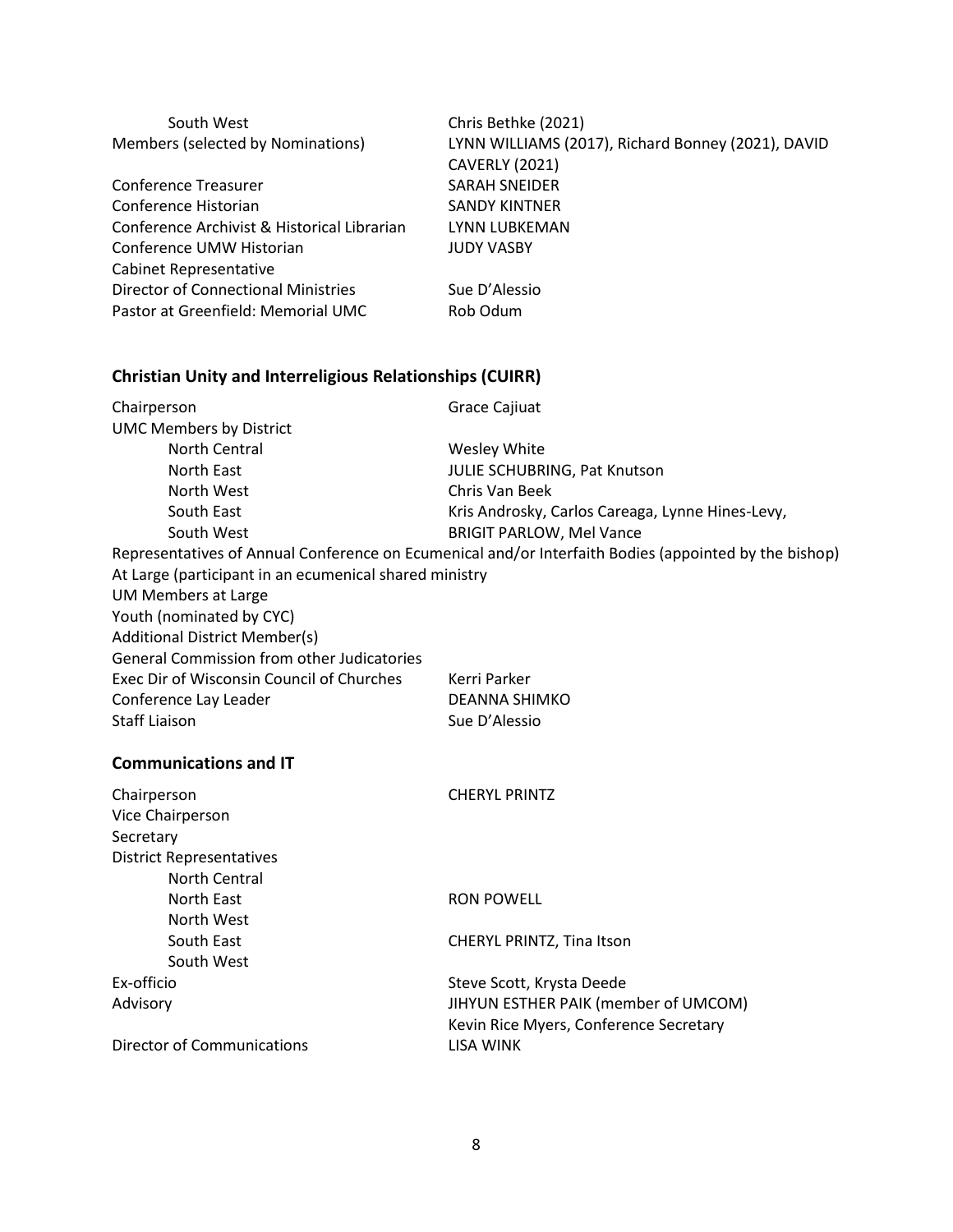| | |
|---|---|
| South West | Chris Bethke (2021) |
| Members (selected by Nominations) | LYNN WILLIAMS (2017), Richard Bonney (2021), DAVID CAVERLY (2021) |
| Conference Treasurer | SARAH SNEIDER |
| Conference Historian | SANDY KINTNER |
| Conference Archivist & Historical Librarian | LYNN LUBKEMAN |
| Conference UMW Historian | JUDY VASBY |
| Cabinet Representative | |
| Director of Connectional Ministries | Sue D'Alessio |
| Pastor at Greenfield: Memorial UMC | Rob Odum |

## Christian Unity and Interreligious Relationships (CUIRR)

| | |
|---|---|
| Chairperson | Grace Cajiuat |
| UMC Members by District | |
| North Central | Wesley White |
| North East | JULIE SCHUBRING, Pat Knutson |
| North West | Chris Van Beek |
| South East | Kris Androsky, Carlos Careaga, Lynne Hines-Levy, |
| South West | BRIGIT PARLOW, Mel Vance |

Representatives of Annual Conference on Ecumenical and/or Interfaith Bodies (appointed by the bishop)

At Large (participant in an ecumenical shared ministry

UM Members at Large

Youth (nominated by CYC)

Additional District Member(s)

General Commission from other Judicatories

| | |
|---|---|
| Exec Dir of Wisconsin Council of Churches | Kerri Parker |
| Conference Lay Leader | DEANNA SHIMKO |
| Staff Liaison | Sue D'Alessio |

## Communications and IT

| | |
|---|---|
| Chairperson | CHERYL PRINTZ |
| Vice Chairperson | |
| Secretary | |
| District Representatives | |
| North Central | |
| North East | RON POWELL |
| North West | |
| South East | CHERYL PRINTZ, Tina Itson |
| South West | |
| Ex-officio | Steve Scott, Krysta Deede |
| Advisory | JIHYUN ESTHER PAIK (member of UMCOM)<br>Kevin Rice Myers, Conference Secretary |
| Director of Communications | LISA WINK |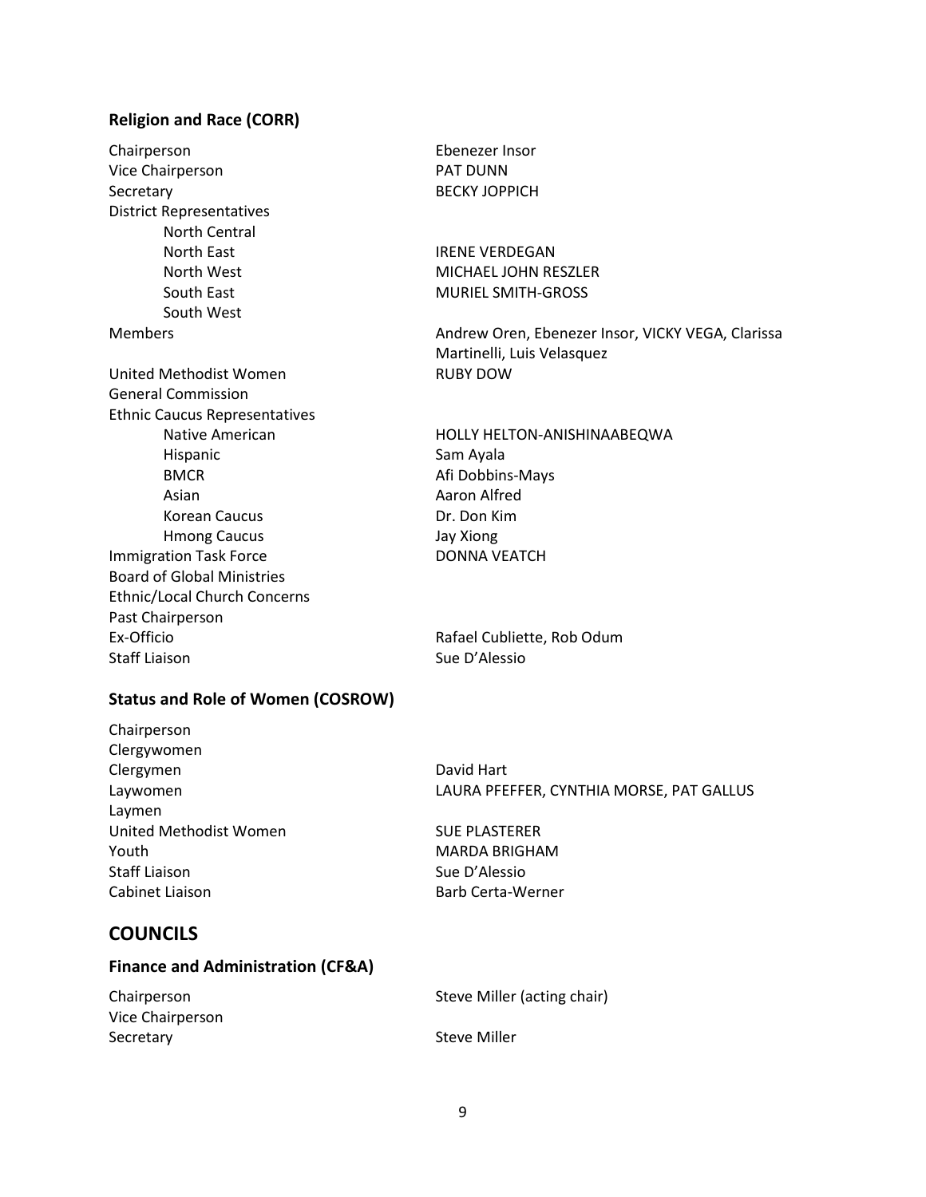### Religion and Race (CORR)

| | |
|---|---|
| Chairperson | Ebenezer Insor |
| Vice Chairperson | PAT DUNN |
| Secretary | BECKY JOPPICH |
| District Representatives | |
| North Central | |
| North East | IRENE VERDEGAN |
| North West | MICHAEL JOHN RESZLER |
| South East | MURIEL SMITH-GROSS |
| South West | |
| Members | Andrew Oren, Ebenezer Insor, VICKY VEGA, Clarissa Martinelli, Luis Velasquez |
| United Methodist Women | RUBY DOW |
| General Commission | |
| Ethnic Caucus Representatives | |
| Native American | HOLLY HELTON-ANISHINAABEQWA |
| Hispanic | Sam Ayala |
| BMCR | Afi Dobbins-Mays |
| Asian | Aaron Alfred |
| Korean Caucus | Dr. Don Kim |
| Hmong Caucus | Jay Xiong |
| Immigration Task Force | DONNA VEATCH |
| Board of Global Ministries | |
| Ethnic/Local Church Concerns | |
| Past Chairperson | |
| Ex-Officio | Rafael Cubliette, Rob Odum |
| Staff Liaison | Sue D'Alessio |

### Status and Role of Women (COSROW)

| | |
|---|---|
| Chairperson | |
| Clergywomen | |
| Clergymen | David Hart |
| Laywomen | LAURA PFEFFER, CYNTHIA MORSE, PAT GALLUS |
| Laymen | |
| United Methodist Women | SUE PLASTERER |
| Youth | MARDA BRIGHAM |
| Staff Liaison | Sue D'Alessio |
| Cabinet Liaison | Barb Certa-Werner |

## COUNCILS

### Finance and Administration (CF&A)

| | |
|---|---|
| Chairperson | Steve Miller (acting chair) |
| Vice Chairperson | |
| Secretary | Steve Miller |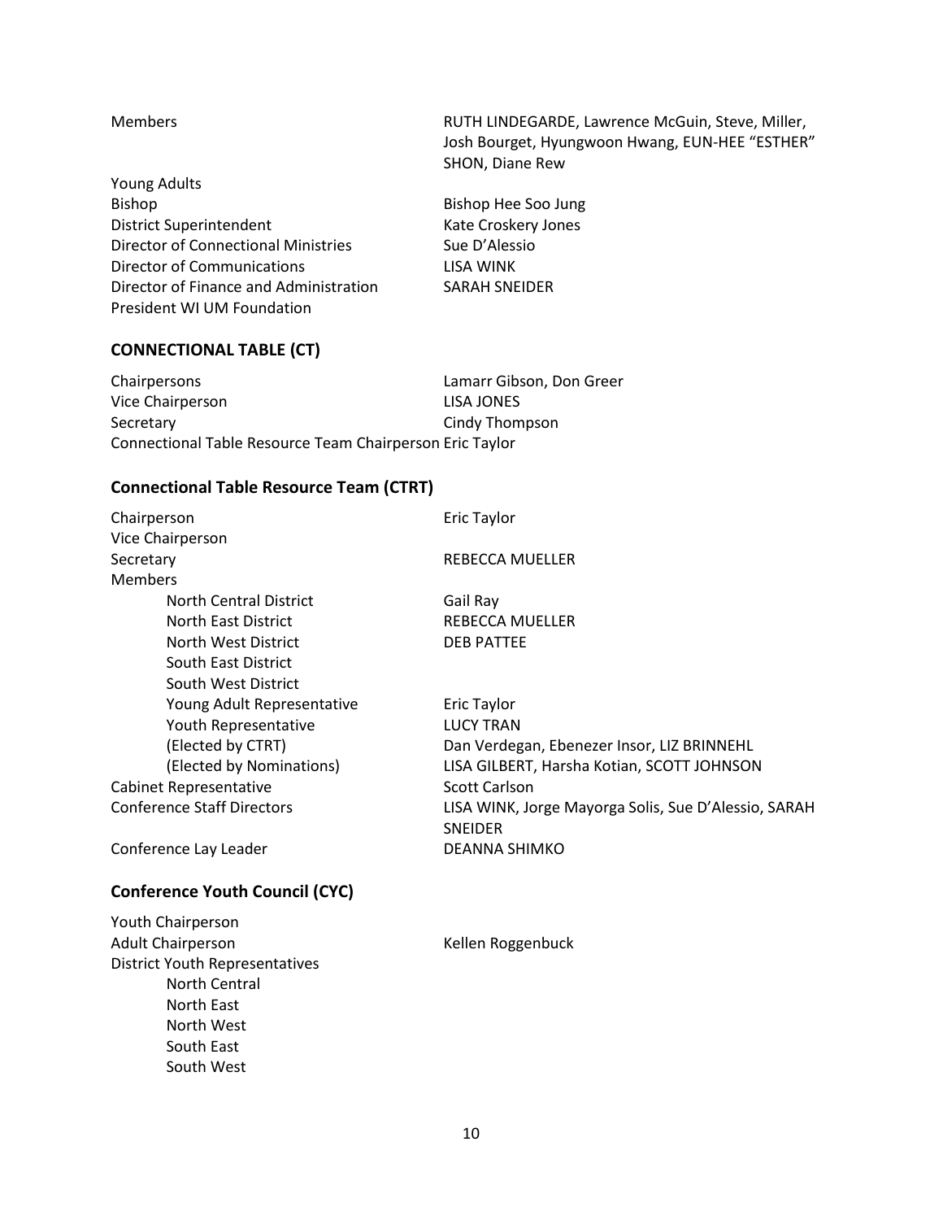| | |
|---|---|
| Members | RUTH LINDEGARDE, Lawrence McGuin, Steve, Miller, Josh Bourget, Hyungwoon Hwang, EUN-HEE "ESTHER" SHON, Diane Rew |
| Young Adults | |
| Bishop | Bishop Hee Soo Jung |
| District Superintendent | Kate Croskery Jones |
| Director of Connectional Ministries | Sue D'Alessio |
| Director of Communications | LISA WINK |
| Director of Finance and Administration | SARAH SNEIDER |
| President WI UM Foundation | |

### CONNECTIONAL TABLE (CT)

| | |
|---|---|
| Chairpersons | Lamarr Gibson, Don Greer |
| Vice Chairperson | LISA JONES |
| Secretary | Cindy Thompson |
| Connectional Table Resource Team Chairperson | Eric Taylor |

### Connectional Table Resource Team (CTRT)

| | |
|---|---|
| Chairperson | Eric Taylor |
| Vice Chairperson | |
| Secretary | REBECCA MUELLER |
| Members | |
| North Central District | Gail Ray |
| North East District | REBECCA MUELLER |
| North West District | DEB PATTEE |
| South East District | |
| South West District | |
| Young Adult Representative | Eric Taylor |
| Youth Representative | LUCY TRAN |
| (Elected by CTRT) | Dan Verdegan, Ebenezer Insor, LIZ BRINNEHL |
| (Elected by Nominations) | LISA GILBERT, Harsha Kotian, SCOTT JOHNSON |
| Cabinet Representative | Scott Carlson |
| Conference Staff Directors | LISA WINK, Jorge Mayorga Solis, Sue D'Alessio, SARAH SNEIDER |
| Conference Lay Leader | DEANNA SHIMKO |

### Conference Youth Council (CYC)

| | |
|---|---|
| Youth Chairperson | |
| Adult Chairperson | Kellen Roggenbuck |
| District Youth Representatives | |
| North Central | |
| North East | |
| North West | |
| South East | |
| South West | |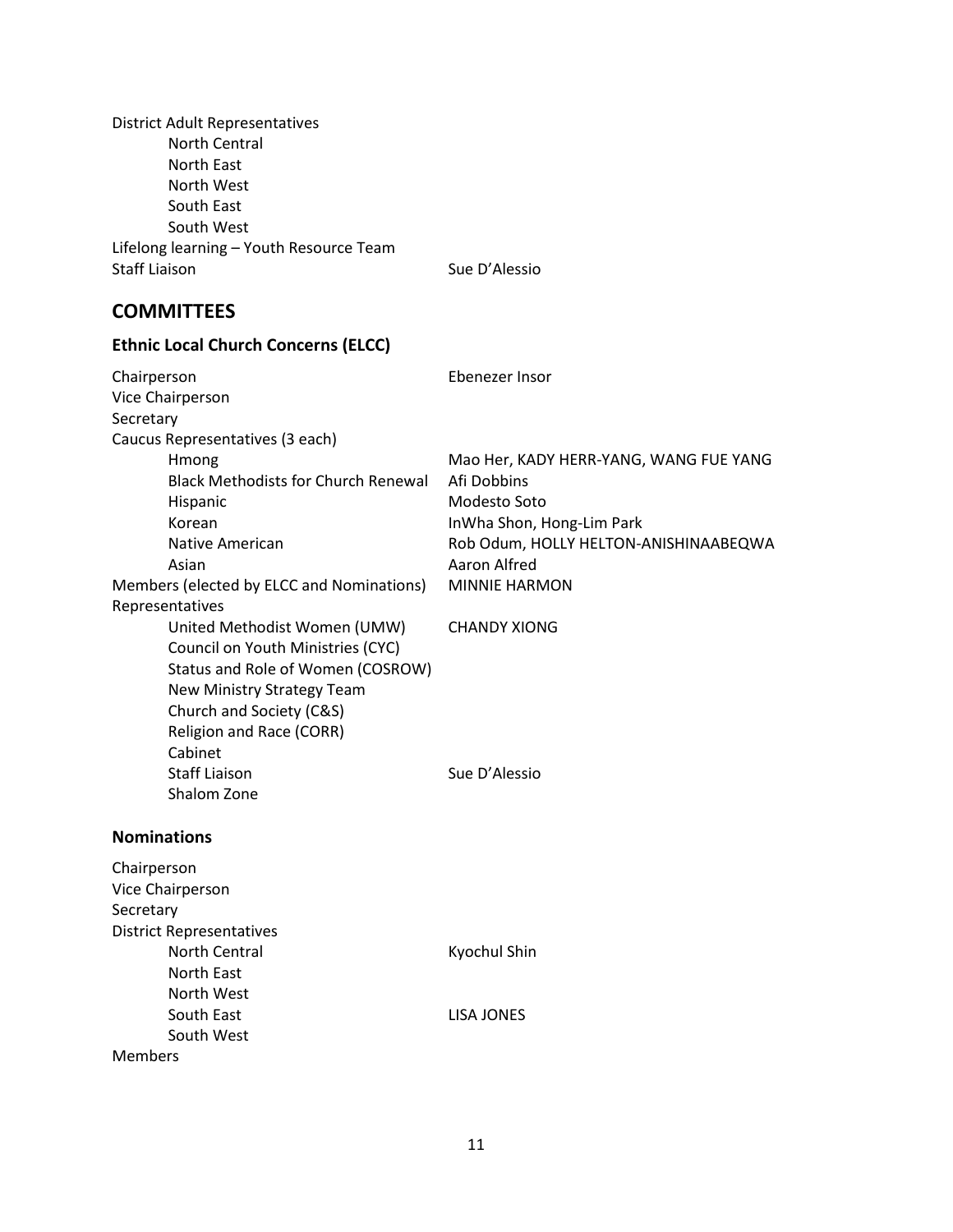| | |
|---|---|
| District Adult Representatives | |
| North Central | |
| North East | |
| North West | |
| South East | |
| South West | |
| Lifelong learning – Youth Resource Team | |
| Staff Liaison | Sue D'Alessio |

## COMMITTEES

### Ethnic Local Church Concerns (ELCC)

| | |
|---|---|
| Chairperson | Ebenezer Insor |
| Vice Chairperson | |
| Secretary | |
| Caucus Representatives (3 each) | |
| Hmong | Mao Her, KADY HERR-YANG, WANG FUE YANG |
| Black Methodists for Church Renewal | Afi Dobbins |
| Hispanic | Modesto Soto |
| Korean | InWha Shon, Hong-Lim Park |
| Native American | Rob Odum, HOLLY HELTON-ANISHINAABEQWA |
| Asian | Aaron Alfred |
| Members (elected by ELCC and Nominations) | MINNIE HARMON |
| Representatives | |
| United Methodist Women (UMW) | CHANDY XIONG |
| Council on Youth Ministries (CYC) | |
| Status and Role of Women (COSROW) | |
| New Ministry Strategy Team | |
| Church and Society (C&S) | |
| Religion and Race (CORR) | |
| Cabinet | |
| Staff Liaison | Sue D'Alessio |
| Shalom Zone | |

### Nominations

| | |
|---|---|
| Chairperson | |
| Vice Chairperson | |
| Secretary | |
| District Representatives | |
| North Central | Kyochul Shin |
| North East | |
| North West | |
| South East | LISA JONES |
| South West | |
| Members | |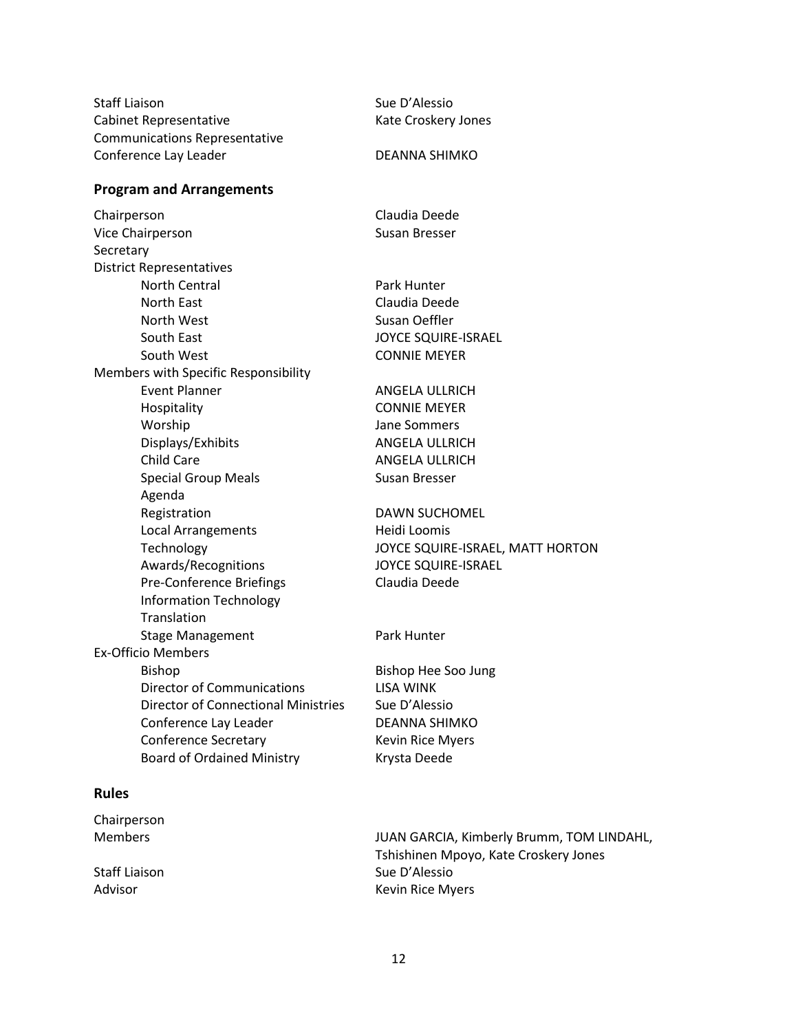| | |
|---|---|
| Staff Liaison | Sue D’Alessio |
| Cabinet Representative | Kate Croskery Jones |
| Communications Representative | |
| Conference Lay Leader | DEANNA SHIMKO |

### Program and Arrangements

| | |
|---|---|
| Chairperson | Claudia Deede |
| Vice Chairperson | Susan Bresser |
| Secretary | |
| District Representatives | |
| North Central | Park Hunter |
| North East | Claudia Deede |
| North West | Susan Oeffler |
| South East | JOYCE SQUIRE-ISRAEL |
| South West | CONNIE MEYER |
| Members with Specific Responsibility | |
| Event Planner | ANGELA ULLRICH |
| Hospitality | CONNIE MEYER |
| Worship | Jane Sommers |
| Displays/Exhibits | ANGELA ULLRICH |
| Child Care | ANGELA ULLRICH |
| Special Group Meals | Susan Bresser |
| Agenda | |
| Registration | DAWN SUCHOMEL |
| Local Arrangements | Heidi Loomis |
| Technology | JOYCE SQUIRE-ISRAEL, MATT HORTON |
| Awards/Recognitions | JOYCE SQUIRE-ISRAEL |
| Pre-Conference Briefings | Claudia Deede |
| Information Technology | |
| Translation | |
| Stage Management | Park Hunter |
| Ex-Officio Members | |
| Bishop | Bishop Hee Soo Jung |
| Director of Communications | LISA WINK |
| Director of Connectional Ministries | Sue D’Alessio |
| Conference Lay Leader | DEANNA SHIMKO |
| Conference Secretary | Kevin Rice Myers |
| Board of Ordained Ministry | Krysta Deede |

### Rules

| | |
|---|---|
| Chairperson | |
| Members | JUAN GARCIA, Kimberly Brumm, TOM LINDAHL, Tshishinen Mpoyo, Kate Croskery Jones |
| Staff Liaison | Sue D’Alessio |
| Advisor | Kevin Rice Myers |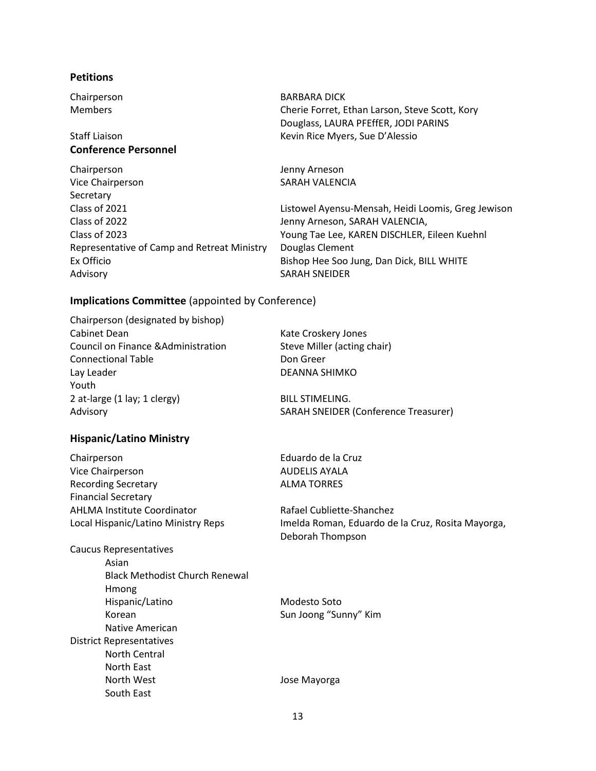**Petitions**

| | |
|---|---|
| Chairperson | BARBARA DICK |
| Members | Cherie Forret, Ethan Larson, Steve Scott, Kory Douglass, LAURA PFEffER, JODI PARINS |
| Staff Liaison | Kevin Rice Myers, Sue D'Alessio |

**Conference Personnel**

| | |
|---|---|
| Chairperson | Jenny Arneson |
| Vice Chairperson | SARAH VALENCIA |
| Secretary | |
| Class of 2021 | Listowel Ayensu-Mensah, Heidi Loomis, Greg Jewison |
| Class of 2022 | Jenny Arneson, SARAH VALENCIA, |
| Class of 2023 | Young Tae Lee, KAREN DISCHLER, Eileen Kuehnl |
| Representative of Camp and Retreat Ministry | Douglas Clement |
| Ex Officio | Bishop Hee Soo Jung, Dan Dick, BILL WHITE |
| Advisory | SARAH SNEIDER |

## Implications Committee (appointed by Conference)

| | |
|---|---|
| Chairperson (designated by bishop) | |
| Cabinet Dean | Kate Croskery Jones |
| Council on Finance &Administration | Steve Miller (acting chair) |
| Connectional Table | Don Greer |
| Lay Leader | DEANNA SHIMKO |
| Youth | |
| 2 at-large (1 lay; 1 clergy) | BILL STIMELING. |
| Advisory | SARAH SNEIDER (Conference Treasurer) |

## Hispanic/Latino Ministry

| | |
|---|---|
| Chairperson | Eduardo de la Cruz |
| Vice Chairperson | AUDELIS AYALA |
| Recording Secretary | ALMA TORRES |
| Financial Secretary | |
| AHLMA Institute Coordinator | Rafael Cubliette-Shanchez |
| Local Hispanic/Latino Ministry Reps | Imelda Roman, Eduardo de la Cruz, Rosita Mayorga, Deborah Thompson |
| Caucus Representatives | |
| Asian | |
| Black Methodist Church Renewal | |
| Hmong | |
| Hispanic/Latino | Modesto Soto |
| Korean | Sun Joong "Sunny" Kim |
| Native American | |
| District Representatives | |
| North Central | |
| North East | |
| North West | Jose Mayorga |
| South East | |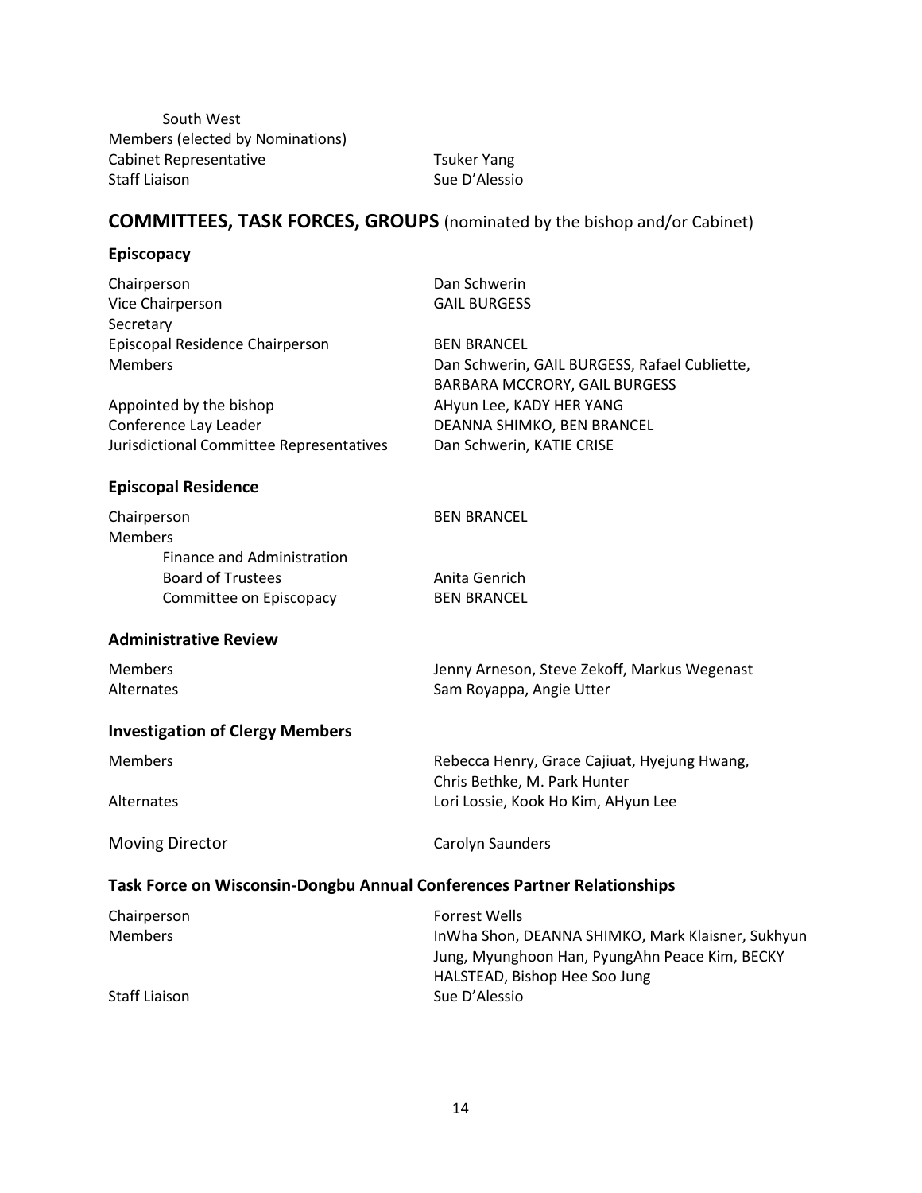South West
Members (elected by Nominations)

| | |
|---|---|
| Cabinet Representative | Tsuker Yang |
| Staff Liaison | Sue D'Alessio |

## COMMITTEES, TASK FORCES, GROUPS (nominated by the bishop and/or Cabinet)

### Episcopacy

| | |
|---|---|
| Chairperson | Dan Schwerin |
| Vice Chairperson | GAIL BURGESS |
| Secretary | |
| Episcopal Residence Chairperson | BEN BRANCEL |
| Members | Dan Schwerin, GAIL BURGESS, Rafael Cubliette, BARBARA MCCRORY, GAIL BURGESS |
| Appointed by the bishop | AHyun Lee, KADY HER YANG |
| Conference Lay Leader | DEANNA SHIMKO, BEN BRANCEL |
| Jurisdictional Committee Representatives | Dan Schwerin, KATIE CRISE |

### Episcopal Residence

| | |
|---|---|
| Chairperson | BEN BRANCEL |
| Members | |
| Finance and Administration | |
| Board of Trustees | Anita Genrich |
| Committee on Episcopacy | BEN BRANCEL |

### Administrative Review

| | |
|---|---|
| Members | Jenny Arneson, Steve Zekoff, Markus Wegenast |
| Alternates | Sam Royappa, Angie Utter |

### Investigation of Clergy Members

| | |
|---|---|
| Members | Rebecca Henry, Grace Cajiuat, Hyejung Hwang, Chris Bethke, M. Park Hunter |
| Alternates | Lori Lossie, Kook Ho Kim, AHyun Lee |

| | |
|---|---|
| Moving Director | Carolyn Saunders |

### Task Force on Wisconsin-Dongbu Annual Conferences Partner Relationships

| | |
|---|---|
| Chairperson | Forrest Wells |
| Members | InWha Shon, DEANNA SHIMKO, Mark Klaisner, Sukhyun Jung, Myunghoon Han, PyungAhn Peace Kim, BECKY HALSTEAD, Bishop Hee Soo Jung |
| Staff Liaison | Sue D'Alessio |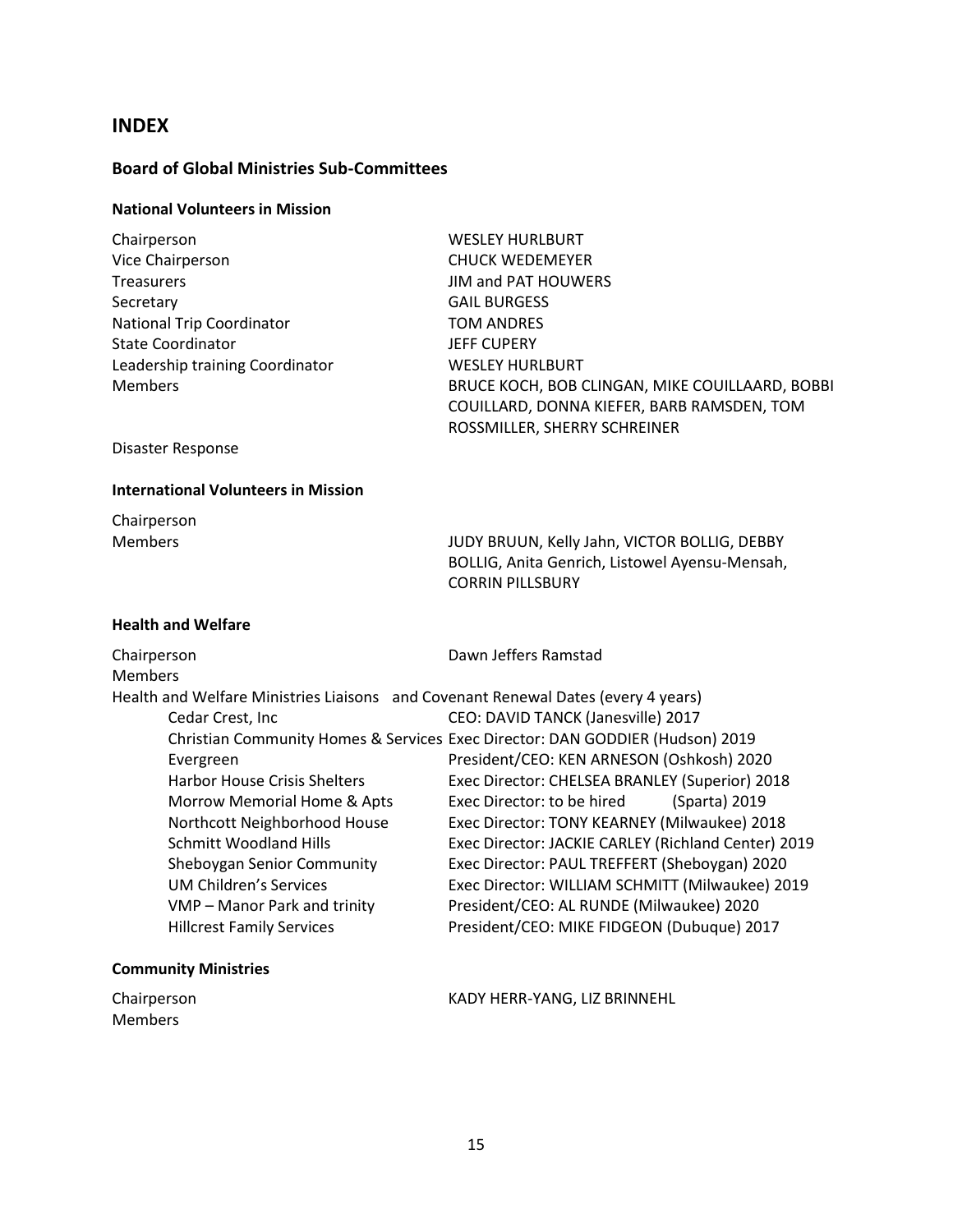## INDEX

### Board of Global Ministries Sub-Committees

#### National Volunteers in Mission

| | |
|---|---|
| Chairperson | WESLEY HURLBURT |
| Vice Chairperson | CHUCK WEDEMEYER |
| Treasurers | JIM and PAT HOUWERS |
| Secretary | GAIL BURGESS |
| National Trip Coordinator | TOM ANDRES |
| State Coordinator | JEFF CUPERY |
| Leadership training Coordinator | WESLEY HURLBURT |
| Members | BRUCE KOCH, BOB CLINGAN, MIKE COUILLAARD, BOBBI COUILLARD, DONNA KIEFER, BARB RAMSDEN, TOM ROSSMILLER, SHERRY SCHREINER |

Disaster Response

#### International Volunteers in Mission

| | |
|---|---|
| Chairperson | |
| Members | JUDY BRUUN, Kelly Jahn, VICTOR BOLLIG, DEBBY BOLLIG, Anita Genrich, Listowel Ayensu-Mensah, CORRIN PILLSBURY |

#### Health and Welfare

| | |
|---|---|
| Chairperson | Dawn Jeffers Ramstad |
| Members | |

Health and Welfare Ministries Liaisons and Covenant Renewal Dates (every 4 years)

| | |
|---|---|
| Cedar Crest, Inc | CEO: DAVID TANCK (Janesville) 2017 |
| Christian Community Homes & Services | Exec Director: DAN GODDIER (Hudson) 2019 |
| Evergreen | President/CEO: KEN ARNESON (Oshkosh) 2020 |
| Harbor House Crisis Shelters | Exec Director: CHELSEA BRANLEY (Superior) 2018 |
| Morrow Memorial Home & Apts | Exec Director: to be hired (Sparta) 2019 |
| Northcott Neighborhood House | Exec Director: TONY KEARNEY (Milwaukee) 2018 |
| Schmitt Woodland Hills | Exec Director: JACKIE CARLEY (Richland Center) 2019 |
| Sheboygan Senior Community | Exec Director: PAUL TREFFERT (Sheboygan) 2020 |
| UM Children's Services | Exec Director: WILLIAM SCHMITT (Milwaukee) 2019 |
| VMP – Manor Park and trinity | President/CEO: AL RUNDE (Milwaukee) 2020 |
| Hillcrest Family Services | President/CEO: MIKE FIDGEON (Dubuque) 2017 |

#### Community Ministries

| | |
|---|---|
| Chairperson | KADY HERR-YANG, LIZ BRINNEHL |
| Members | |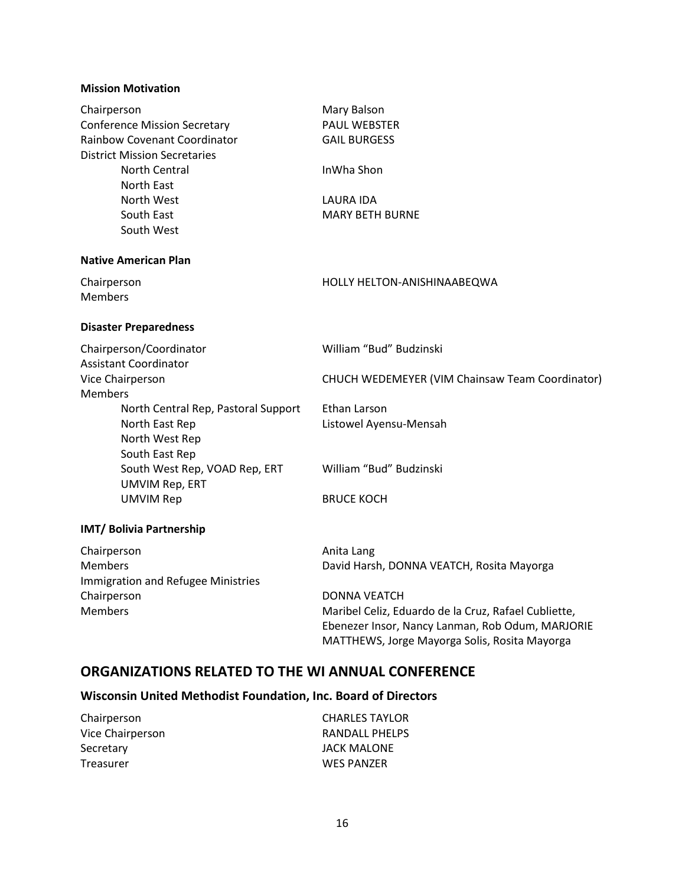**Mission Motivation**

| | |
|---|---|
| Chairperson | Mary Balson |
| Conference Mission Secretary | PAUL WEBSTER |
| Rainbow Covenant Coordinator | GAIL BURGESS |
| District Mission Secretaries | |
| North Central | InWha Shon |
| North East | |
| North West | LAURA IDA |
| South East | MARY BETH BURNE |
| South West | |

**Native American Plan**

| | |
|---|---|
| Chairperson | HOLLY HELTON-ANISHINAABEQWA |
| Members | |

**Disaster Preparedness**

| | |
|---|---|
| Chairperson/Coordinator | William "Bud" Budzinski |
| Assistant Coordinator | |
| Vice Chairperson | CHUCH WEDEMEYER (VIM Chainsaw Team Coordinator) |
| Members | |
| North Central Rep, Pastoral Support | Ethan Larson |
| North East Rep | Listowel Ayensu-Mensah |
| North West Rep | |
| South East Rep | |
| South West Rep, VOAD Rep, ERT | William "Bud" Budzinski |
| UMVIM Rep, ERT | |
| UMVIM Rep | BRUCE KOCH |

**IMT/ Bolivia Partnership**

| | |
|---|---|
| Chairperson | Anita Lang |
| Members | David Harsh, DONNA VEATCH, Rosita Mayorga |
| Immigration and Refugee Ministries | |
| Chairperson | DONNA VEATCH |
| Members | Maribel Celiz, Eduardo de la Cruz, Rafael Cubliette, Ebenezer Insor, Nancy Lanman, Rob Odum, MARJORIE MATTHEWS, Jorge Mayorga Solis, Rosita Mayorga |

## ORGANIZATIONS RELATED TO THE WI ANNUAL CONFERENCE

### Wisconsin United Methodist Foundation, Inc. Board of Directors

| | |
|---|---|
| Chairperson | CHARLES TAYLOR |
| Vice Chairperson | RANDALL PHELPS |
| Secretary | JACK MALONE |
| Treasurer | WES PANZER |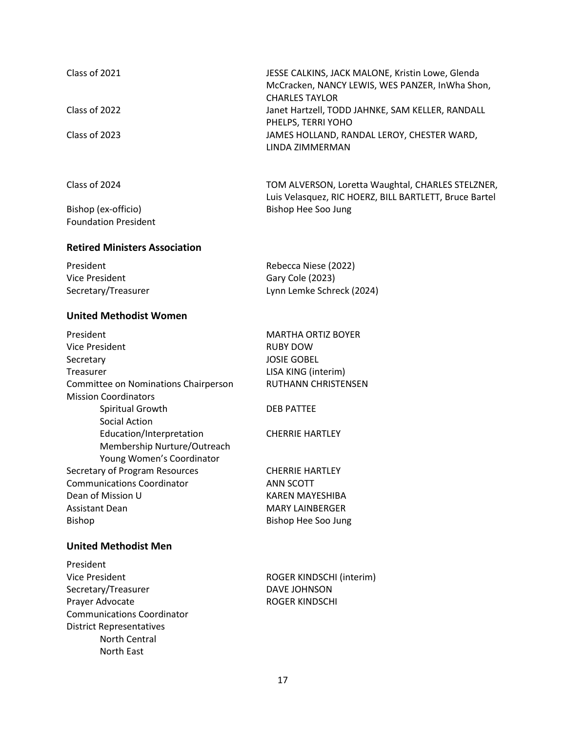| | |
|---|---|
| Class of 2021 | JESSE CALKINS, JACK MALONE, Kristin Lowe, Glenda McCracken, NANCY LEWIS, WES PANZER, InWha Shon, CHARLES TAYLOR |
| Class of 2022 | Janet Hartzell, TODD JAHNKE, SAM KELLER, RANDALL PHELPS, TERRI YOHO |
| Class of 2023 | JAMES HOLLAND, RANDAL LEROY, CHESTER WARD, LINDA ZIMMERMAN |
| Class of 2024 | TOM ALVERSON, Loretta Waughtal, CHARLES STELZNER, Luis Velasquez, RIC HOERZ, BILL BARTLETT, Bruce Bartel |
| Bishop (ex-officio) | Bishop Hee Soo Jung |
| Foundation President | |

### Retired Ministers Association

| | |
|---|---|
| President | Rebecca Niese (2022) |
| Vice President | Gary Cole (2023) |
| Secretary/Treasurer | Lynn Lemke Schreck (2024) |

### United Methodist Women

| | |
|---|---|
| President | MARTHA ORTIZ BOYER |
| Vice President | RUBY DOW |
| Secretary | JOSIE GOBEL |
| Treasurer | LISA KING (interim) |
| Committee on Nominations Chairperson | RUTHANN CHRISTENSEN |
| Mission Coordinators | |
| Spiritual Growth | DEB PATTEE |
| Social Action | |
| Education/Interpretation | CHERRIE HARTLEY |
| Membership Nurture/Outreach | |
| Young Women's Coordinator | |
| Secretary of Program Resources | CHERRIE HARTLEY |
| Communications Coordinator | ANN SCOTT |
| Dean of Mission U | KAREN MAYESHIBA |
| Assistant Dean | MARY LAINBERGER |
| Bishop | Bishop Hee Soo Jung |

### United Methodist Men

| | |
|---|---|
| President | |
| Vice President | ROGER KINDSCHI (interim) |
| Secretary/Treasurer | DAVE JOHNSON |
| Prayer Advocate | ROGER KINDSCHI |
| Communications Coordinator | |
| District Representatives | |
| North Central | |
| North East | |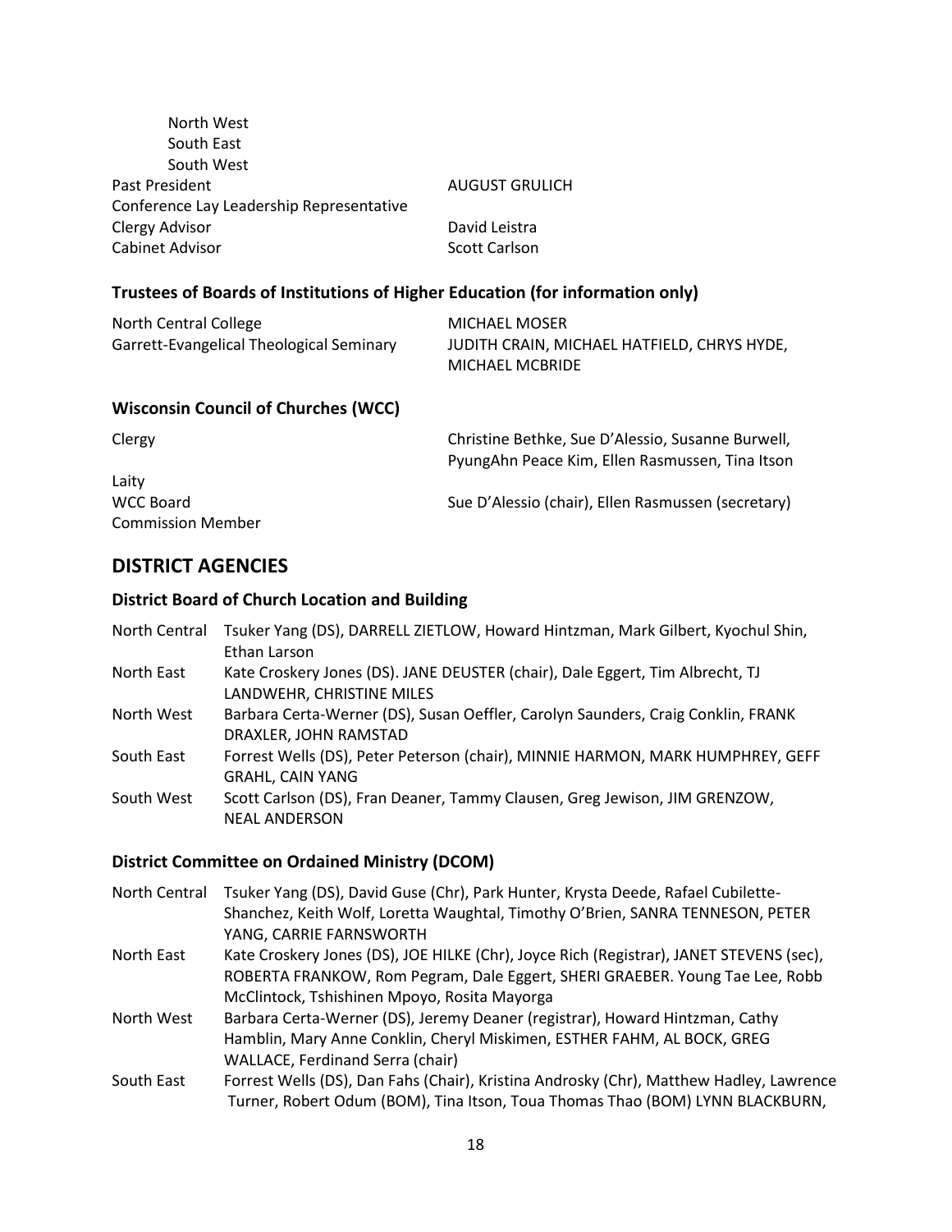North West
South East
South West

| | |
|---|---|
| Past President | AUGUST GRULICH |
| Conference Lay Leadership Representative | |
| Clergy Advisor | David Leistra |
| Cabinet Advisor | Scott Carlson |

### Trustees of Boards of Institutions of Higher Education (for information only)

| | |
|---|---|
| North Central College | MICHAEL MOSER |
| Garrett-Evangelical Theological Seminary | JUDITH CRAIN, MICHAEL HATFIELD, CHRYS HYDE, MICHAEL MCBRIDE |

### Wisconsin Council of Churches (WCC)

| | |
|---|---|
| Clergy | Christine Bethke, Sue D'Alessio, Susanne Burwell, PyungAhn Peace Kim, Ellen Rasmussen, Tina Itson |
| Laity | |
| WCC Board | Sue D'Alessio (chair), Ellen Rasmussen (secretary) |
| Commission Member | |

## DISTRICT AGENCIES

### District Board of Church Location and Building

| | |
|---|---|
| North Central | Tsuker Yang (DS), DARRELL ZIETLOW, Howard Hintzman, Mark Gilbert, Kyochul Shin, Ethan Larson |
| North East | Kate Croskery Jones (DS). JANE DEUSTER (chair), Dale Eggert, Tim Albrecht, TJ LANDWEHR, CHRISTINE MILES |
| North West | Barbara Certa-Werner (DS), Susan Oeffler, Carolyn Saunders, Craig Conklin, FRANK DRAXLER, JOHN RAMSTAD |
| South East | Forrest Wells (DS), Peter Peterson (chair), MINNIE HARMON, MARK HUMPHREY, GEFF GRAHL, CAIN YANG |
| South West | Scott Carlson (DS), Fran Deaner, Tammy Clausen, Greg Jewison, JIM GRENZOW, NEAL ANDERSON |

### District Committee on Ordained Ministry (DCOM)

| | |
|---|---|
| North Central | Tsuker Yang (DS), David Guse (Chr), Park Hunter, Krysta Deede, Rafael Cubilette-Shanchez, Keith Wolf, Loretta Waughtal, Timothy O'Brien, SANRA TENNESON, PETER YANG, CARRIE FARNSWORTH |
| North East | Kate Croskery Jones (DS), JOE HILKE (Chr), Joyce Rich (Registrar), JANET STEVENS (sec), ROBERTA FRANKOW, Rom Pegram, Dale Eggert, SHERI GRAEBER. Young Tae Lee, Robb McClintock, Tshishinen Mpoyo, Rosita Mayorga |
| North West | Barbara Certa-Werner (DS), Jeremy Deaner (registrar), Howard Hintzman, Cathy Hamblin, Mary Anne Conklin, Cheryl Miskimen, ESTHER FAHM, AL BOCK, GREG WALLACE, Ferdinand Serra (chair) |
| South East | Forrest Wells (DS), Dan Fahs (Chair), Kristina Androsky (Chr), Matthew Hadley, Lawrence Turner, Robert Odum (BOM), Tina Itson, Toua Thomas Thao (BOM) LYNN BLACKBURN, |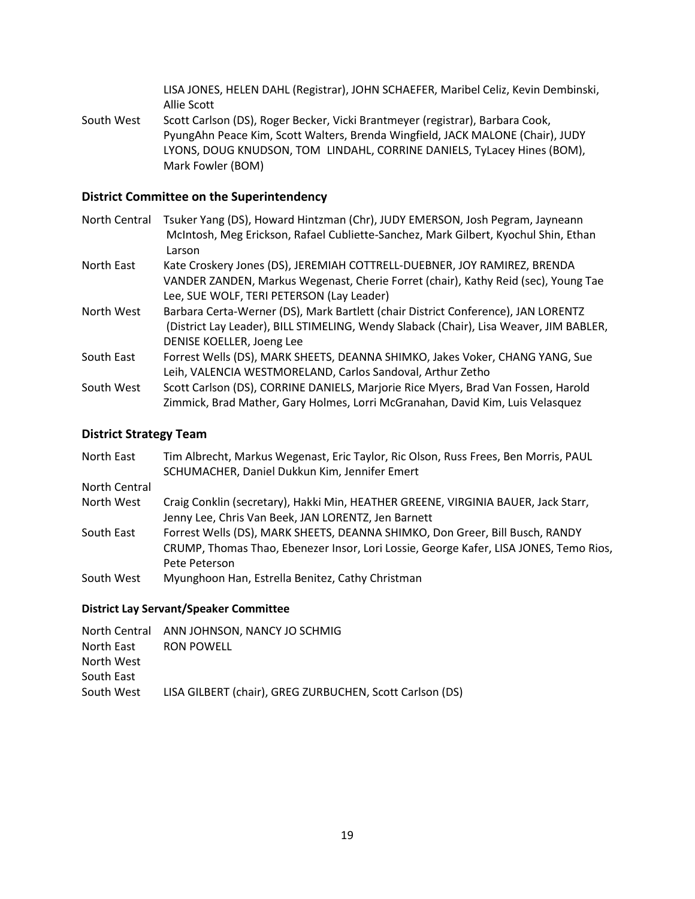| | |
|---|---|
| | LISA JONES, HELEN DAHL (Registrar), JOHN SCHAEFER, Maribel Celiz, Kevin Dembinski, Allie Scott |
| South West | Scott Carlson (DS), Roger Becker, Vicki Brantmeyer (registrar), Barbara Cook, PyungAhn Peace Kim, Scott Walters, Brenda Wingfield, JACK MALONE (Chair), JUDY LYONS, DOUG KNUDSON, TOM LINDAHL, CORRINE DANIELS, TyLacey Hines (BOM), Mark Fowler (BOM) |

### District Committee on the Superintendency

| | |
|---|---|
| North Central | Tsuker Yang (DS), Howard Hintzman (Chr), JUDY EMERSON, Josh Pegram, Jayneann McIntosh, Meg Erickson, Rafael Cubliette-Sanchez, Mark Gilbert, Kyochul Shin, Ethan Larson |
| North East | Kate Croskery Jones (DS), JEREMIAH COTTRELL-DUEBNER, JOY RAMIREZ, BRENDA VANDER ZANDEN, Markus Wegenast, Cherie Forret (chair), Kathy Reid (sec), Young Tae Lee, SUE WOLF, TERI PETERSON (Lay Leader) |
| North West | Barbara Certa-Werner (DS), Mark Bartlett (chair District Conference), JAN LORENTZ (District Lay Leader), BILL STIMELING, Wendy Slaback (Chair), Lisa Weaver, JIM BABLER, DENISE KOELLER, Joeng Lee |
| South East | Forrest Wells (DS), MARK SHEETS, DEANNA SHIMKO, Jakes Voker, CHANG YANG, Sue Leih, VALENCIA WESTMORELAND, Carlos Sandoval, Arthur Zetho |
| South West | Scott Carlson (DS), CORRINE DANIELS, Marjorie Rice Myers, Brad Van Fossen, Harold Zimmick, Brad Mather, Gary Holmes, Lorri McGranahan, David Kim, Luis Velasquez |

### District Strategy Team

| | |
|---|---|
| North East | Tim Albrecht, Markus Wegenast, Eric Taylor, Ric Olson, Russ Frees, Ben Morris, PAUL SCHUMACHER, Daniel Dukkun Kim, Jennifer Emert |
| North Central | |
| North West | Craig Conklin (secretary), Hakki Min, HEATHER GREENE, VIRGINIA BAUER, Jack Starr, Jenny Lee, Chris Van Beek, JAN LORENTZ, Jen Barnett |
| South East | Forrest Wells (DS), MARK SHEETS, DEANNA SHIMKO, Don Greer, Bill Busch, RANDY CRUMP, Thomas Thao, Ebenezer Insor, Lori Lossie, George Kafer, LISA JONES, Temo Rios, Pete Peterson |
| South West | Myunghoon Han, Estrella Benitez, Cathy Christman |

#### District Lay Servant/Speaker Committee

| | |
|---|---|
| North Central | ANN JOHNSON, NANCY JO SCHMIG |
| North East | RON POWELL |
| North West | |
| South East | |
| South West | LISA GILBERT (chair), GREG ZURBUCHEN, Scott Carlson (DS) |